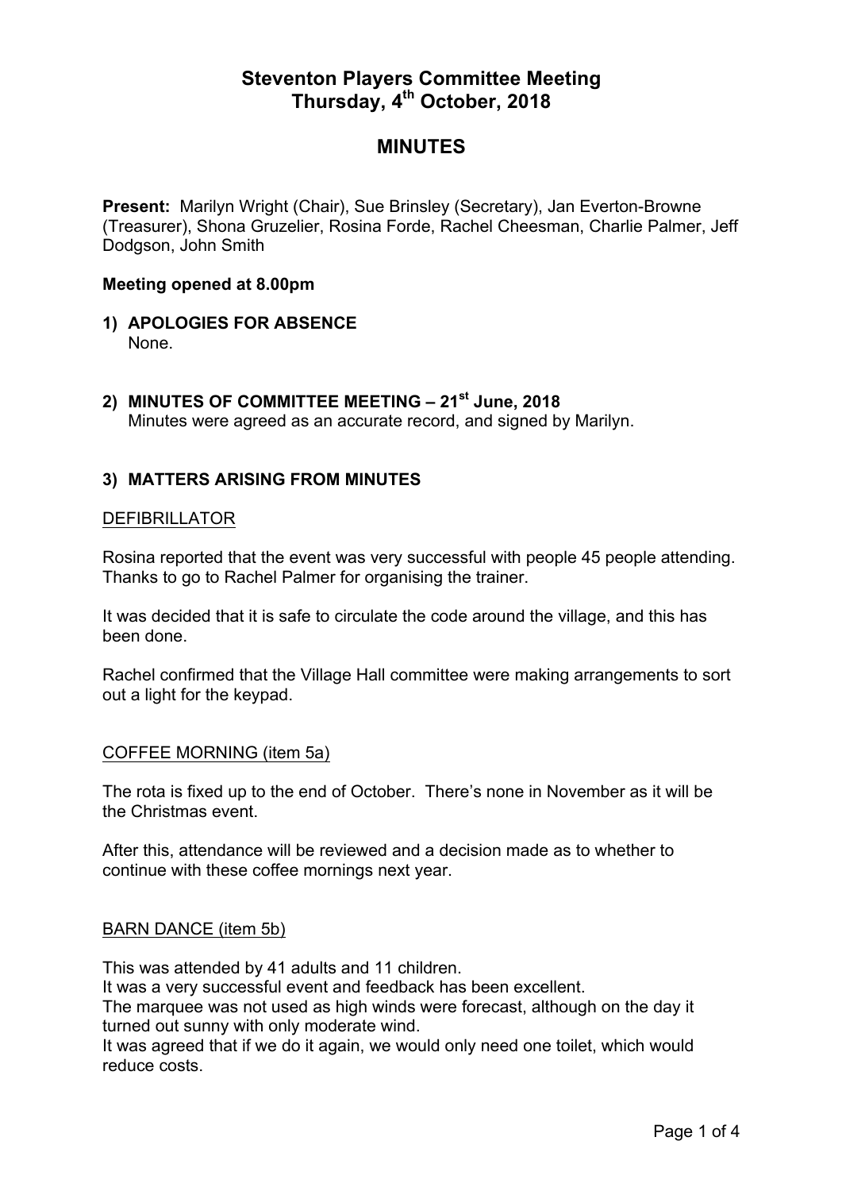# Steventon Players Committee Meeting
# Thursday, 4th October, 2018

## MINUTES

**Present:** Marilyn Wright (Chair), Sue Brinsley (Secretary), Jan Everton-Browne (Treasurer), Shona Gruzelier, Rosina Forde, Rachel Cheesman, Charlie Palmer, Jeff Dodgson, John Smith

**Meeting opened at 8.00pm**

1) **APOLOGIES FOR ABSENCE**
   None.

2) **MINUTES OF COMMITTEE MEETING – 21st June, 2018**
   Minutes were agreed as an accurate record, and signed by Marilyn.

3) **MATTERS ARISING FROM MINUTES**

DEFIBRILLATOR

Rosina reported that the event was very successful with people 45 people attending. Thanks to go to Rachel Palmer for organising the trainer.

It was decided that it is safe to circulate the code around the village, and this has been done.

Rachel confirmed that the Village Hall committee were making arrangements to sort out a light for the keypad.

COFFEE MORNING (item 5a)

The rota is fixed up to the end of October. There's none in November as it will be the Christmas event.

After this, attendance will be reviewed and a decision made as to whether to continue with these coffee mornings next year.

BARN DANCE (item 5b)

This was attended by 41 adults and 11 children.
It was a very successful event and feedback has been excellent.
The marquee was not used as high winds were forecast, although on the day it turned out sunny with only moderate wind.
It was agreed that if we do it again, we would only need one toilet, which would reduce costs.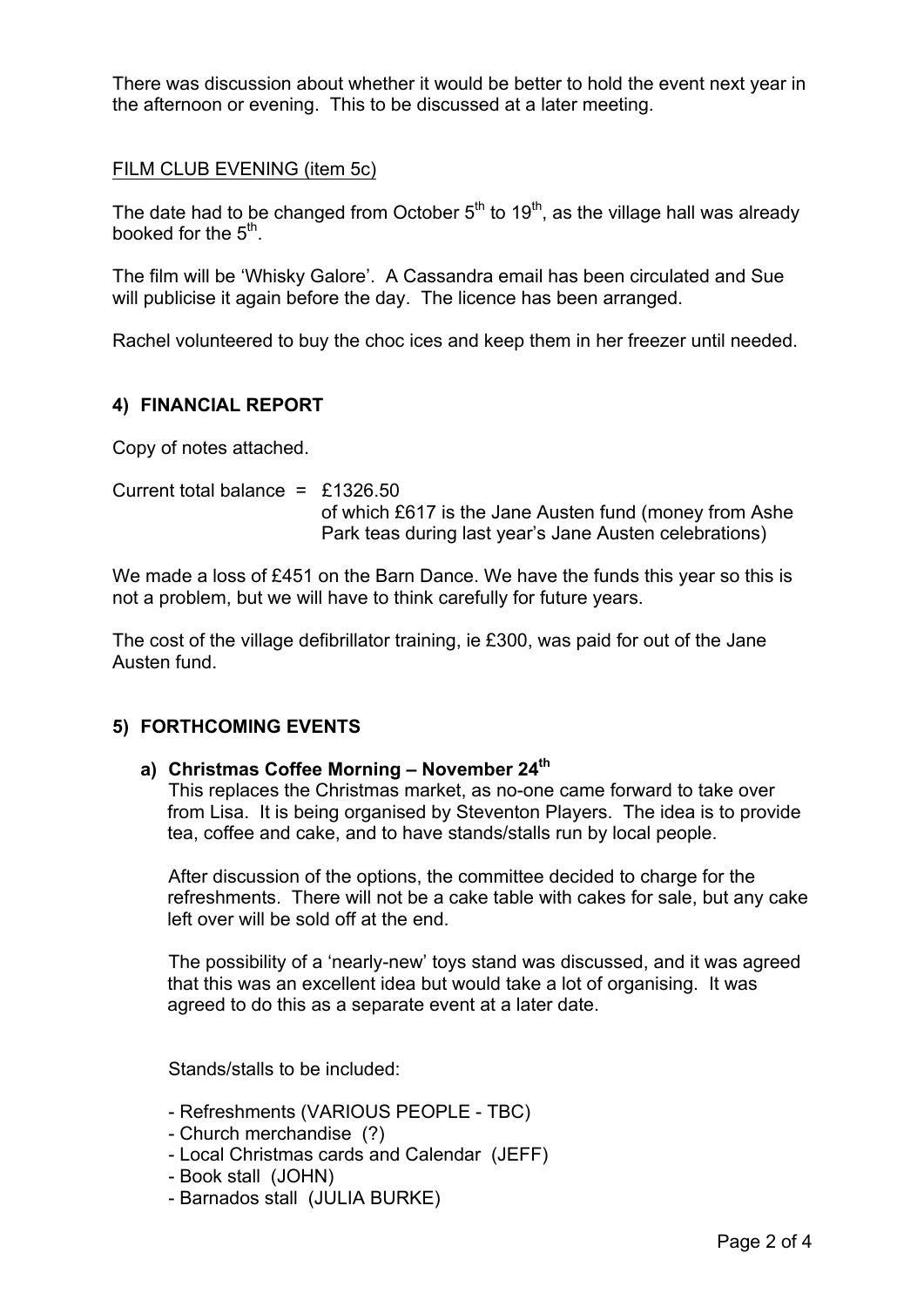There was discussion about whether it would be better to hold the event next year in the afternoon or evening. This to be discussed at a later meeting.

FILM CLUB EVENING (item 5c)

The date had to be changed from October 5th to 19th, as the village hall was already booked for the 5th.

The film will be 'Whisky Galore'. A Cassandra email has been circulated and Sue will publicise it again before the day. The licence has been arranged.

Rachel volunteered to buy the choc ices and keep them in her freezer until needed.

## 4) FINANCIAL REPORT

Copy of notes attached.

Current total balance = £1326.50
of which £617 is the Jane Austen fund (money from Ashe Park teas during last year's Jane Austen celebrations)

We made a loss of £451 on the Barn Dance. We have the funds this year so this is not a problem, but we will have to think carefully for future years.

The cost of the village defibrillator training, ie £300, was paid for out of the Jane Austen fund.

## 5) FORTHCOMING EVENTS

### a) Christmas Coffee Morning – November 24th

This replaces the Christmas market, as no-one came forward to take over from Lisa. It is being organised by Steventon Players. The idea is to provide tea, coffee and cake, and to have stands/stalls run by local people.

After discussion of the options, the committee decided to charge for the refreshments. There will not be a cake table with cakes for sale, but any cake left over will be sold off at the end.

The possibility of a 'nearly-new' toys stand was discussed, and it was agreed that this was an excellent idea but would take a lot of organising. It was agreed to do this as a separate event at a later date.

Stands/stalls to be included:

- Refreshments (VARIOUS PEOPLE - TBC)
- Church merchandise (?)
- Local Christmas cards and Calendar (JEFF)
- Book stall (JOHN)
- Barnados stall (JULIA BURKE)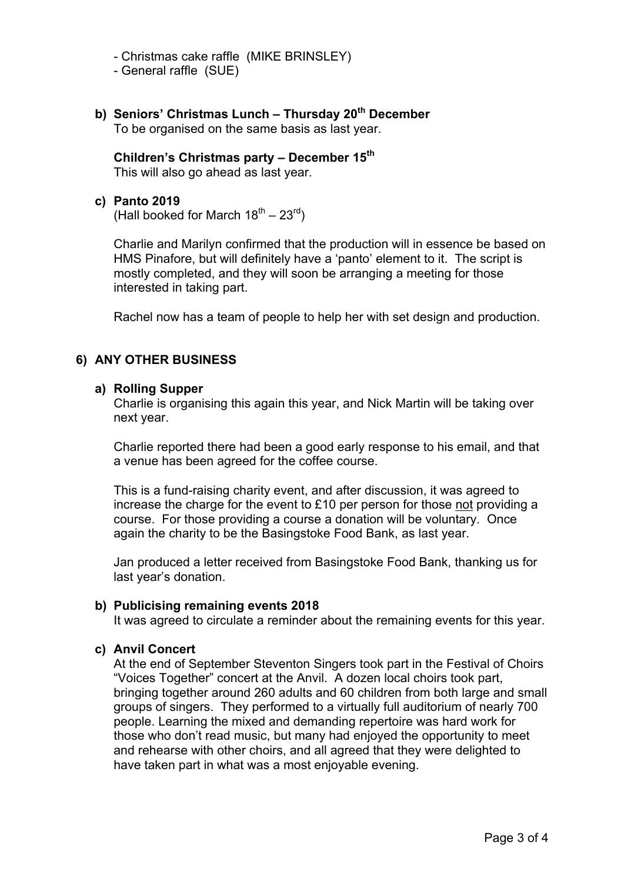- Christmas cake raffle (MIKE BRINSLEY)
- General raffle (SUE)

**b) Seniors' Christmas Lunch – Thursday 20th December**

To be organised on the same basis as last year.

**Children's Christmas party – December 15th**

This will also go ahead as last year.

**c) Panto 2019**

(Hall booked for March 18th – 23rd)

Charlie and Marilyn confirmed that the production will in essence be based on HMS Pinafore, but will definitely have a 'panto' element to it. The script is mostly completed, and they will soon be arranging a meeting for those interested in taking part.

Rachel now has a team of people to help her with set design and production.

## 6) ANY OTHER BUSINESS

**a) Rolling Supper**

Charlie is organising this again this year, and Nick Martin will be taking over next year.

Charlie reported there had been a good early response to his email, and that a venue has been agreed for the coffee course.

This is a fund-raising charity event, and after discussion, it was agreed to increase the charge for the event to £10 per person for those <u>not</u> providing a course. For those providing a course a donation will be voluntary. Once again the charity to be the Basingstoke Food Bank, as last year.

Jan produced a letter received from Basingstoke Food Bank, thanking us for last year's donation.

**b) Publicising remaining events 2018**

It was agreed to circulate a reminder about the remaining events for this year.

**c) Anvil Concert**

At the end of September Steventon Singers took part in the Festival of Choirs "Voices Together" concert at the Anvil. A dozen local choirs took part, bringing together around 260 adults and 60 children from both large and small groups of singers. They performed to a virtually full auditorium of nearly 700 people. Learning the mixed and demanding repertoire was hard work for those who don't read music, but many had enjoyed the opportunity to meet and rehearse with other choirs, and all agreed that they were delighted to have taken part in what was a most enjoyable evening.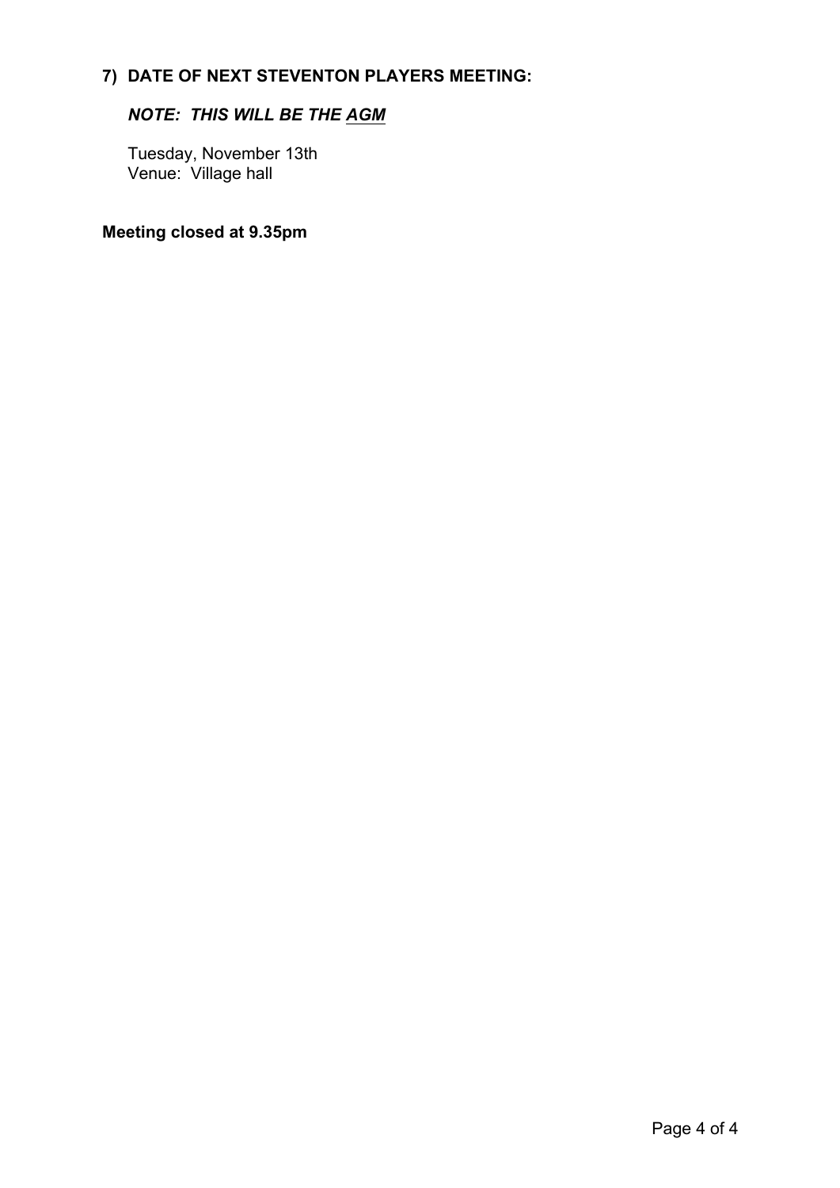## 7) DATE OF NEXT STEVENTON PLAYERS MEETING:

***NOTE: THIS WILL BE THE <u>AGM</u>***

Tuesday, November 13th
Venue: Village hall

**Meeting closed at 9.35pm**